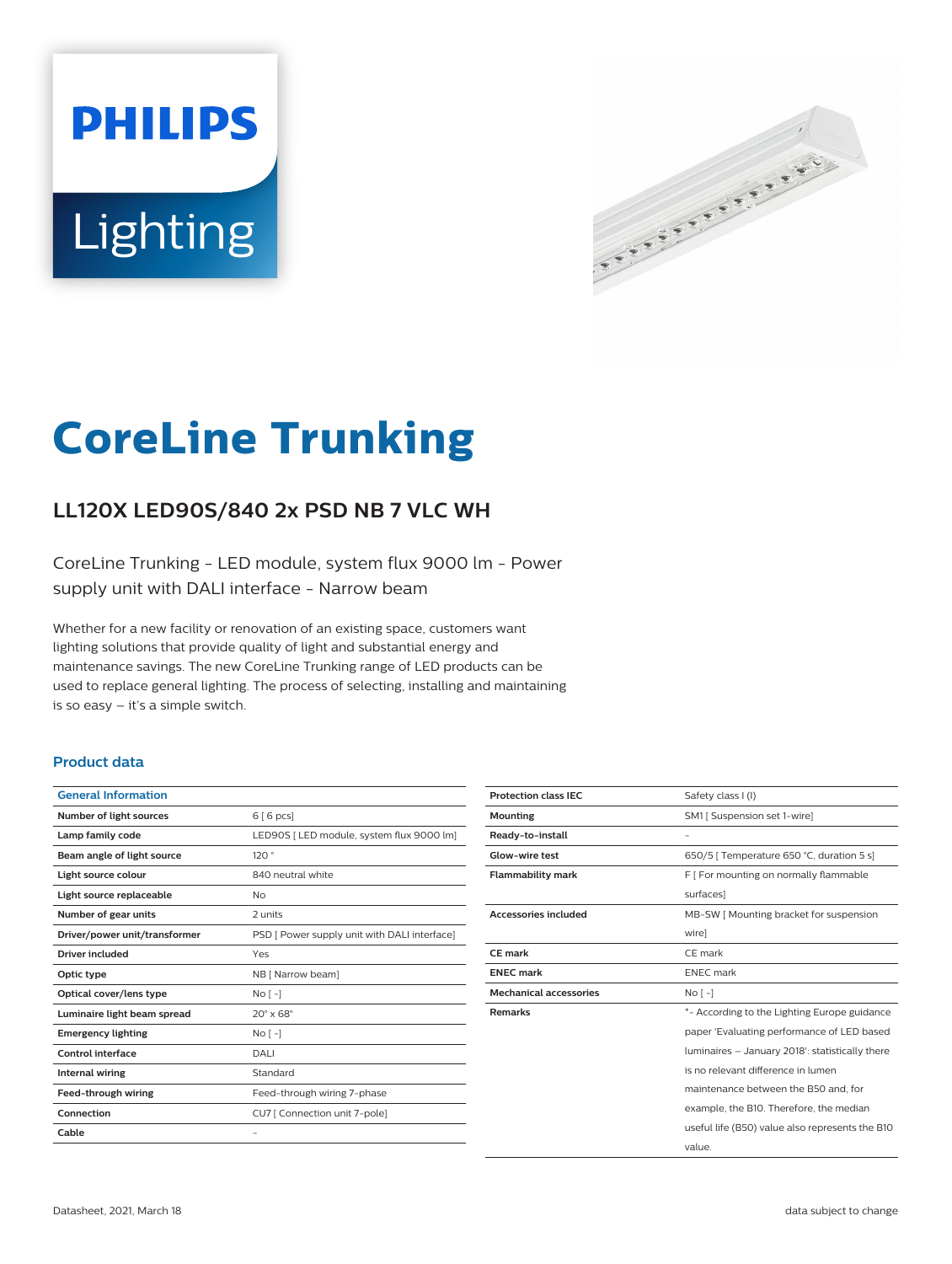PHILIPS

Lighting

# CoreLine Trunking

## LL120X LED90S/840 2x PSD NB 7 VLC WH

CoreLine Trunking - LED module, system flux 9000 lm - Power supply unit with DALI interface - Narrow beam

Whether for a new facility or renovation of an existing space, customers want lighting solutions that provide quality of light and substantial energy and maintenance savings. The new CoreLine Trunking range of LED products can be used to replace general lighting. The process of selecting, installing and maintaining is so easy – it's a simple switch.

### Product data

| General Information | |
|---|---|
| Number of light sources | 6 [ 6 pcs] |
| Lamp family code | LED90S [ LED module, system flux 9000 lm] |
| Beam angle of light source | 120 ° |
| Light source colour | 840 neutral white |
| Light source replaceable | No |
| Number of gear units | 2 units |
| Driver/power unit/transformer | PSD [ Power supply unit with DALI interface] |
| Driver included | Yes |
| Optic type | NB [ Narrow beam] |
| Optical cover/lens type | No [ -] |
| Luminaire light beam spread | 20° x 68° |
| Emergency lighting | No [ -] |
| Control interface | DALI |
| Internal wiring | Standard |
| Feed-through wiring | Feed-through wiring 7-phase |
| Connection | CU7 [ Connection unit 7-pole] |
| Cable | - |
| Protection class IEC | Safety class I (I) |
| Mounting | SM1 [ Suspension set 1-wire] |
| Ready-to-install | - |
| Glow-wire test | 650/5 [ Temperature 650 °C, duration 5 s] |
| Flammability mark | F [ For mounting on normally flammable surfaces] |
| Accessories included | MB-SW [ Mounting bracket for suspension wire] |
| CE mark | CE mark |
| ENEC mark | ENEC mark |
| Mechanical accessories | No [ -] |
| Remarks | *- According to the Lighting Europe guidance paper 'Evaluating performance of LED based luminaires – January 2018': statistically there is no relevant difference in lumen maintenance between the B50 and, for example, the B10. Therefore, the median useful life (B50) value also represents the B10 value. |

Datasheet, 2021, March 18

data subject to change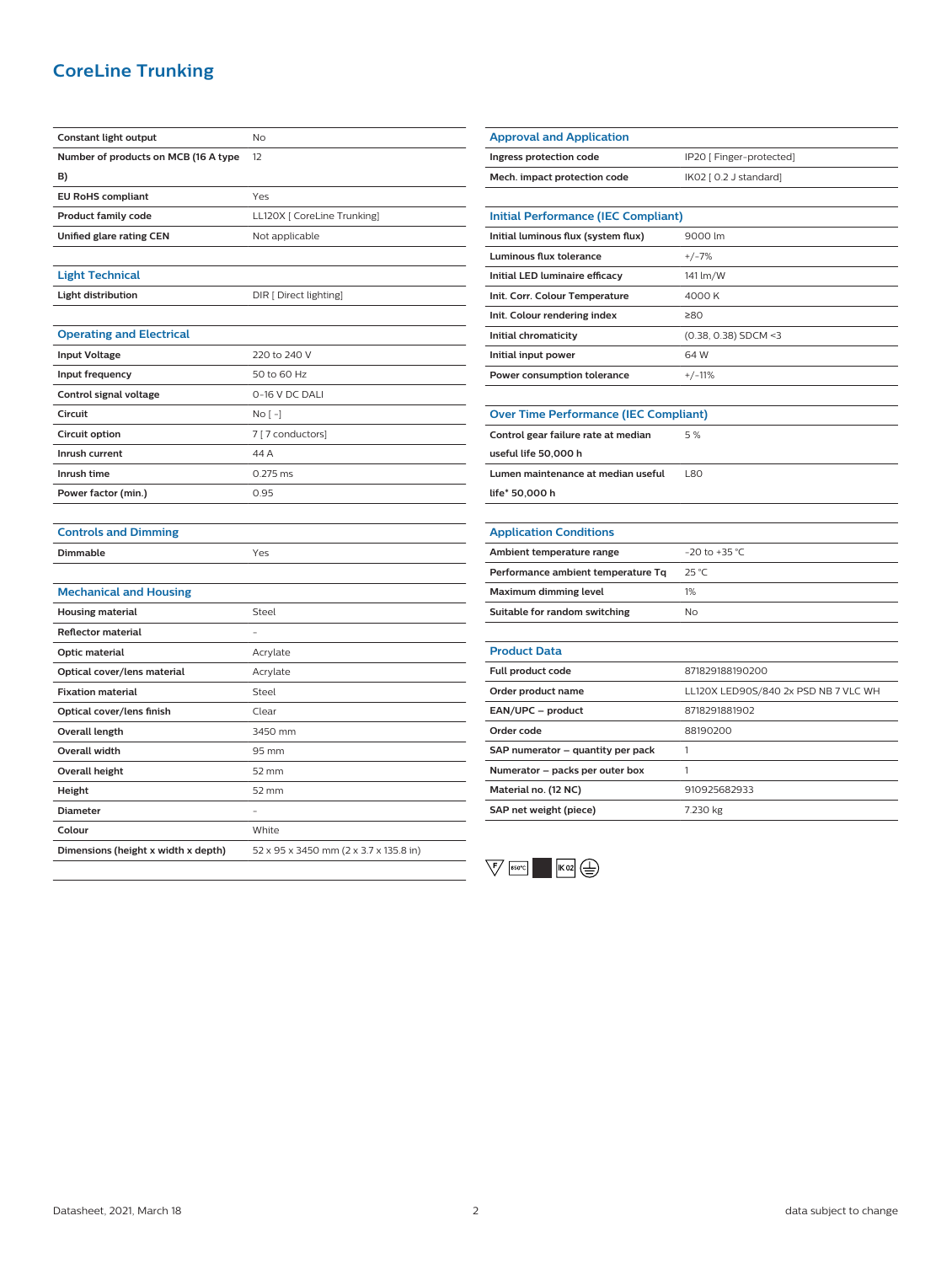# CoreLine Trunking

| | |
|---|---|
| **Constant light output** | No |
| **Number of products on MCB (16 A type B)** | 12 |
| **EU RoHS compliant** | Yes |
| **Product family code** | LL120X [ CoreLine Trunking] |
| **Unified glare rating CEN** | Not applicable |

## Light Technical

| | |
|---|---|
| **Light distribution** | DIR [ Direct lighting] |

## Operating and Electrical

| | |
|---|---|
| **Input Voltage** | 220 to 240 V |
| **Input frequency** | 50 to 60 Hz |
| **Control signal voltage** | 0-16 V DC DALI |
| **Circuit** | No [ -] |
| **Circuit option** | 7 [ 7 conductors] |
| **Inrush current** | 44 A |
| **Inrush time** | 0.275 ms |
| **Power factor (min.)** | 0.95 |

## Controls and Dimming

| | |
|---|---|
| **Dimmable** | Yes |

## Mechanical and Housing

| | |
|---|---|
| **Housing material** | Steel |
| **Reflector material** | - |
| **Optic material** | Acrylate |
| **Optical cover/lens material** | Acrylate |
| **Fixation material** | Steel |
| **Optical cover/lens finish** | Clear |
| **Overall length** | 3450 mm |
| **Overall width** | 95 mm |
| **Overall height** | 52 mm |
| **Height** | 52 mm |
| **Diameter** | - |
| **Colour** | White |
| **Dimensions (height x width x depth)** | 52 x 95 x 3450 mm (2 x 3.7 x 135.8 in) |

## Approval and Application

| | |
|---|---|
| **Ingress protection code** | IP20 [ Finger-protected] |
| **Mech. impact protection code** | IK02 [ 0.2 J standard] |

## Initial Performance (IEC Compliant)

| | |
|---|---|
| **Initial luminous flux (system flux)** | 9000 lm |
| **Luminous flux tolerance** | +/-7% |
| **Initial LED luminaire efficacy** | 141 lm/W |
| **Init. Corr. Colour Temperature** | 4000 K |
| **Init. Colour rendering index** | ≥80 |
| **Initial chromaticity** | (0.38, 0.38) SDCM <3 |
| **Initial input power** | 64 W |
| **Power consumption tolerance** | +/-11% |

## Over Time Performance (IEC Compliant)

| | |
|---|---|
| **Control gear failure rate at median useful life 50,000 h** | 5 % |
| **Lumen maintenance at median useful life* 50,000 h** | L80 |

## Application Conditions

| | |
|---|---|
| **Ambient temperature range** | -20 to +35 °C |
| **Performance ambient temperature Tq** | 25 °C |
| **Maximum dimming level** | 1% |
| **Suitable for random switching** | No |

## Product Data

| | |
|---|---|
| **Full product code** | 871829188190200 |
| **Order product name** | LL120X LED90S/840 2x PSD NB 7 VLC WH |
| **EAN/UPC – product** | 8718291881902 |
| **Order code** | 88190200 |
| **SAP numerator – quantity per pack** | 1 |
| **Numerator – packs per outer box** | 1 |
| **Material no. (12 NC)** | 910925682933 |
| **SAP net weight (piece)** | 7.230 kg |

Datasheet, 2021, March 18 — data subject to change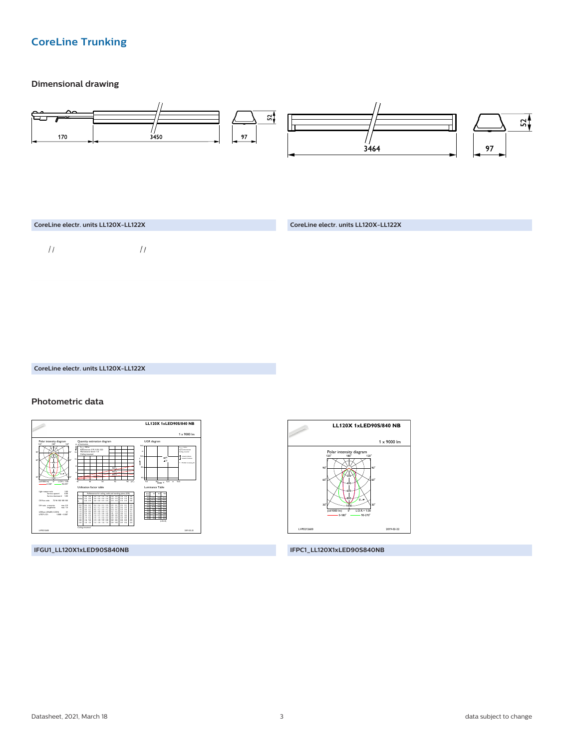## CoreLine Trunking

### Dimensional drawing

CoreLine electr. units LL120X-LL122X

CoreLine electr. units LL120X-LL122X

CoreLine electr. units LL120X-LL122X

### Photometric data

IFGU1_LL120X1xLED90S840NB

IFPC1_LL120X1xLED90S840NB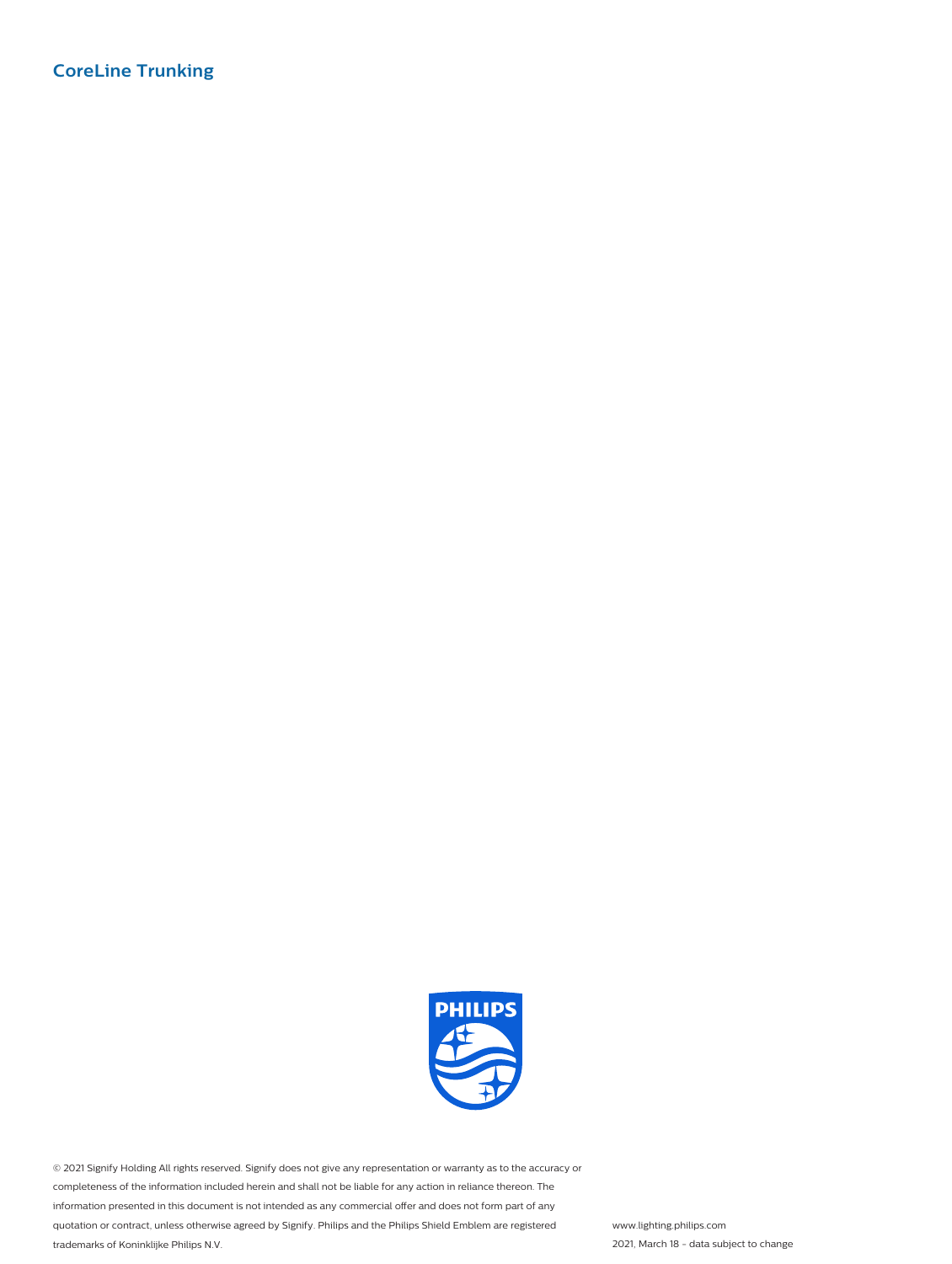## CoreLine Trunking

© 2021 Signify Holding All rights reserved. Signify does not give any representation or warranty as to the accuracy or completeness of the information included herein and shall not be liable for any action in reliance thereon. The information presented in this document is not intended as any commercial offer and does not form part of any quotation or contract, unless otherwise agreed by Signify. Philips and the Philips Shield Emblem are registered trademarks of Koninklijke Philips N.V.

www.lighting.philips.com

2021, March 18 - data subject to change